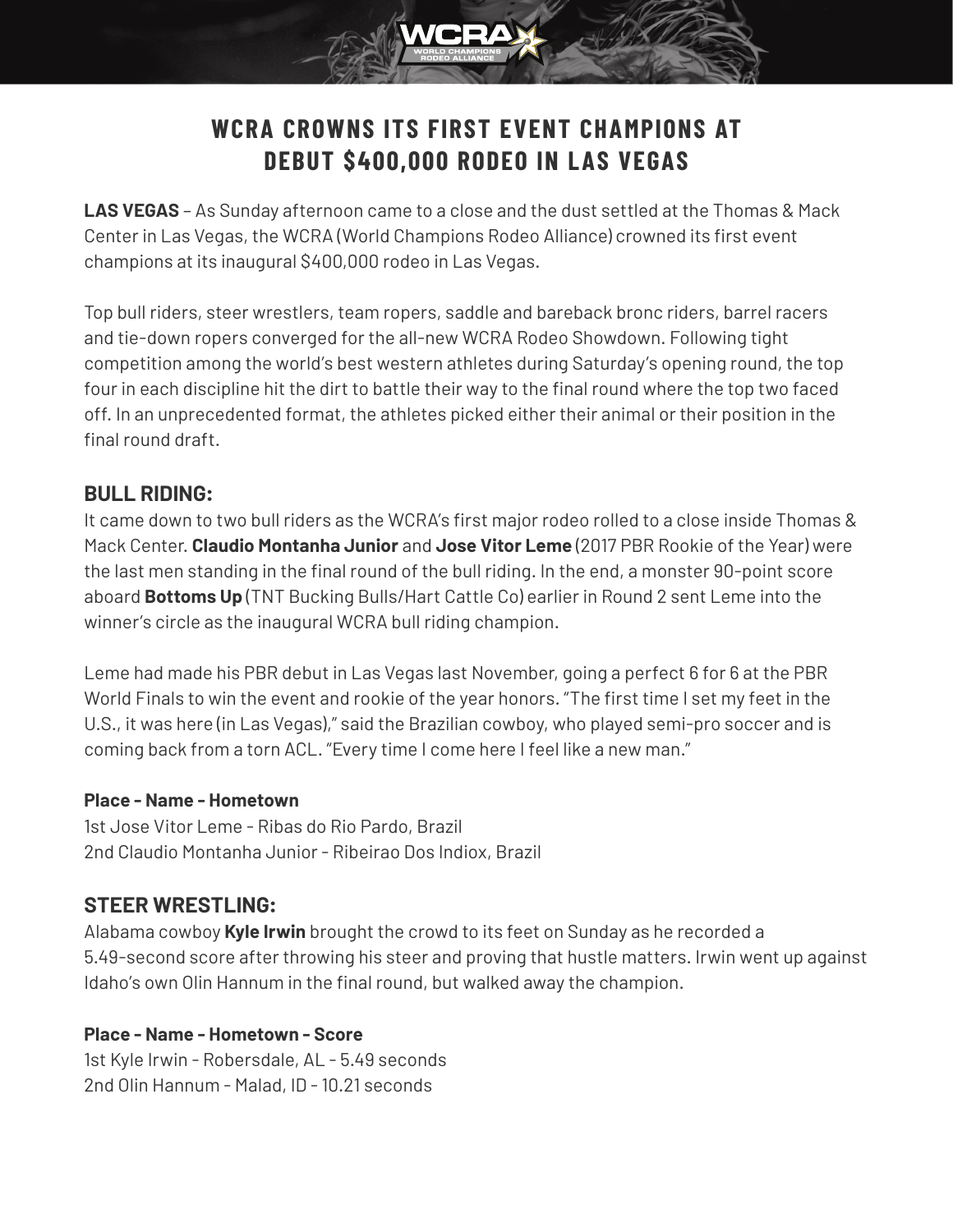# WCRA CROWNS ITS FIRST EVENT CHAMPIONS AT DEBUT $400,000 RODEO IN LAS VEGAS

**LAS VEGAS** – As Sunday afternoon came to a close and the dust settled at the Thomas & Mack Center in Las Vegas, the WCRA (World Champions Rodeo Alliance) crowned its first event champions at its inaugural $400,000 rodeo in Las Vegas.

Top bull riders, steer wrestlers, team ropers, saddle and bareback bronc riders, barrel racers and tie-down ropers converged for the all-new WCRA Rodeo Showdown. Following tight competition among the world's best western athletes during Saturday's opening round, the top four in each discipline hit the dirt to battle their way to the final round where the top two faced off. In an unprecedented format, the athletes picked either their animal or their position in the final round draft.

## BULL RIDING:

It came down to two bull riders as the WCRA's first major rodeo rolled to a close inside Thomas & Mack Center. **Claudio Montanha Junior** and **Jose Vitor Leme** (2017 PBR Rookie of the Year) were the last men standing in the final round of the bull riding. In the end, a monster 90-point score aboard **Bottoms Up** (TNT Bucking Bulls/Hart Cattle Co) earlier in Round 2 sent Leme into the winner's circle as the inaugural WCRA bull riding champion.

Leme had made his PBR debut in Las Vegas last November, going a perfect 6 for 6 at the PBR World Finals to win the event and rookie of the year honors. "The first time I set my feet in the U.S., it was here (in Las Vegas)," said the Brazilian cowboy, who played semi-pro soccer and is coming back from a torn ACL. "Every time I come here I feel like a new man."

**Place - Name - Hometown**
1st Jose Vitor Leme - Ribas do Rio Pardo, Brazil
2nd Claudio Montanha Junior - Ribeirao Dos Indiox, Brazil

## STEER WRESTLING:

Alabama cowboy **Kyle Irwin** brought the crowd to its feet on Sunday as he recorded a 5.49-second score after throwing his steer and proving that hustle matters. Irwin went up against Idaho's own Olin Hannum in the final round, but walked away the champion.

**Place - Name - Hometown - Score**
1st Kyle Irwin - Robersdale, AL - 5.49 seconds
2nd Olin Hannum - Malad, ID - 10.21 seconds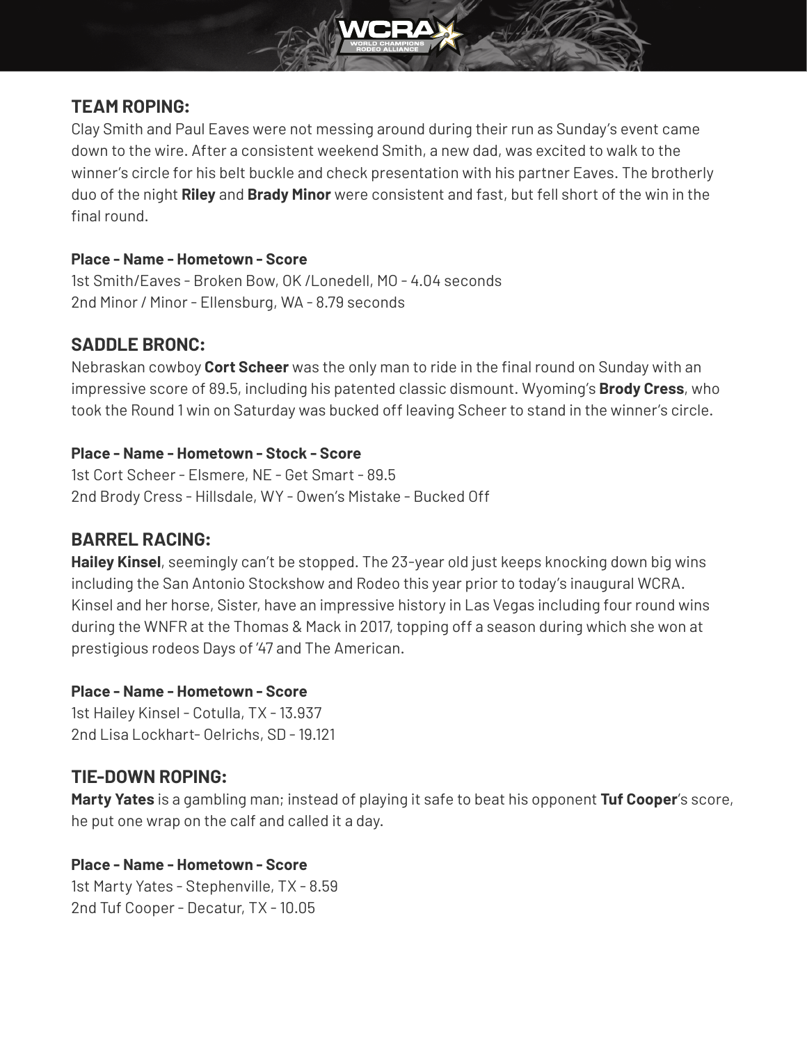## TEAM ROPING:

Clay Smith and Paul Eaves were not messing around during their run as Sunday's event came down to the wire. After a consistent weekend Smith, a new dad, was excited to walk to the winner's circle for his belt buckle and check presentation with his partner Eaves. The brotherly duo of the night **Riley** and **Brady Minor** were consistent and fast, but fell short of the win in the final round.

**Place - Name - Hometown - Score**
1st Smith/Eaves - Broken Bow, OK /Lonedell, MO - 4.04 seconds
2nd Minor / Minor - Ellensburg, WA - 8.79 seconds

## SADDLE BRONC:

Nebraskan cowboy **Cort Scheer** was the only man to ride in the final round on Sunday with an impressive score of 89.5, including his patented classic dismount. Wyoming's **Brody Cress**, who took the Round 1 win on Saturday was bucked off leaving Scheer to stand in the winner's circle.

**Place - Name - Hometown - Stock - Score**
1st Cort Scheer - Elsmere, NE - Get Smart - 89.5
2nd Brody Cress - Hillsdale, WY - Owen's Mistake - Bucked Off

## BARREL RACING:

**Hailey Kinsel**, seemingly can't be stopped. The 23-year old just keeps knocking down big wins including the San Antonio Stockshow and Rodeo this year prior to today's inaugural WCRA. Kinsel and her horse, Sister, have an impressive history in Las Vegas including four round wins during the WNFR at the Thomas & Mack in 2017, topping off a season during which she won at prestigious rodeos Days of '47 and The American.

**Place - Name - Hometown - Score**
1st Hailey Kinsel - Cotulla, TX - 13.937
2nd Lisa Lockhart- Oelrichs, SD - 19.121

## TIE-DOWN ROPING:

**Marty Yates** is a gambling man; instead of playing it safe to beat his opponent **Tuf Cooper**'s score, he put one wrap on the calf and called it a day.

**Place - Name - Hometown - Score**
1st Marty Yates - Stephenville, TX - 8.59
2nd Tuf Cooper - Decatur, TX - 10.05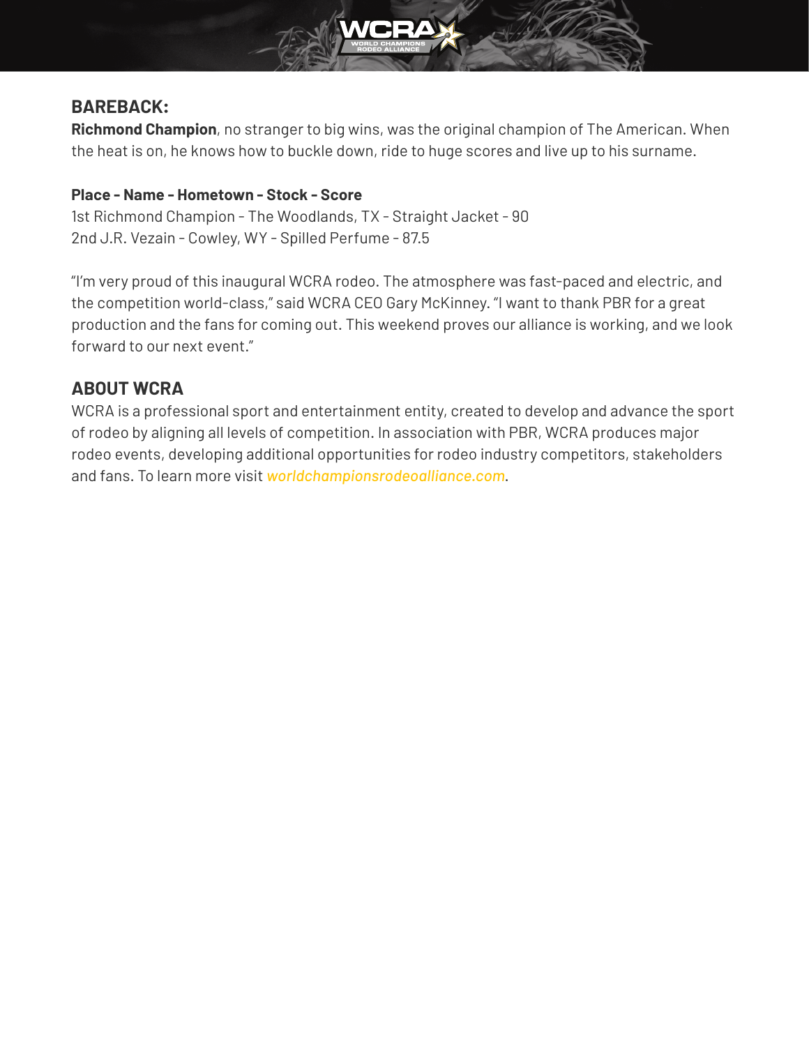## BAREBACK:

**Richmond Champion**, no stranger to big wins, was the original champion of The American. When the heat is on, he knows how to buckle down, ride to huge scores and live up to his surname.

**Place - Name - Hometown - Stock - Score**
1st Richmond Champion - The Woodlands, TX - Straight Jacket - 90
2nd J.R. Vezain - Cowley, WY - Spilled Perfume - 87.5

"I'm very proud of this inaugural WCRA rodeo. The atmosphere was fast-paced and electric, and the competition world-class," said WCRA CEO Gary McKinney. "I want to thank PBR for a great production and the fans for coming out. This weekend proves our alliance is working, and we look forward to our next event."

## ABOUT WCRA

WCRA is a professional sport and entertainment entity, created to develop and advance the sport of rodeo by aligning all levels of competition. In association with PBR, WCRA produces major rodeo events, developing additional opportunities for rodeo industry competitors, stakeholders and fans. To learn more visit *worldchampionsrodeoalliance.com*.